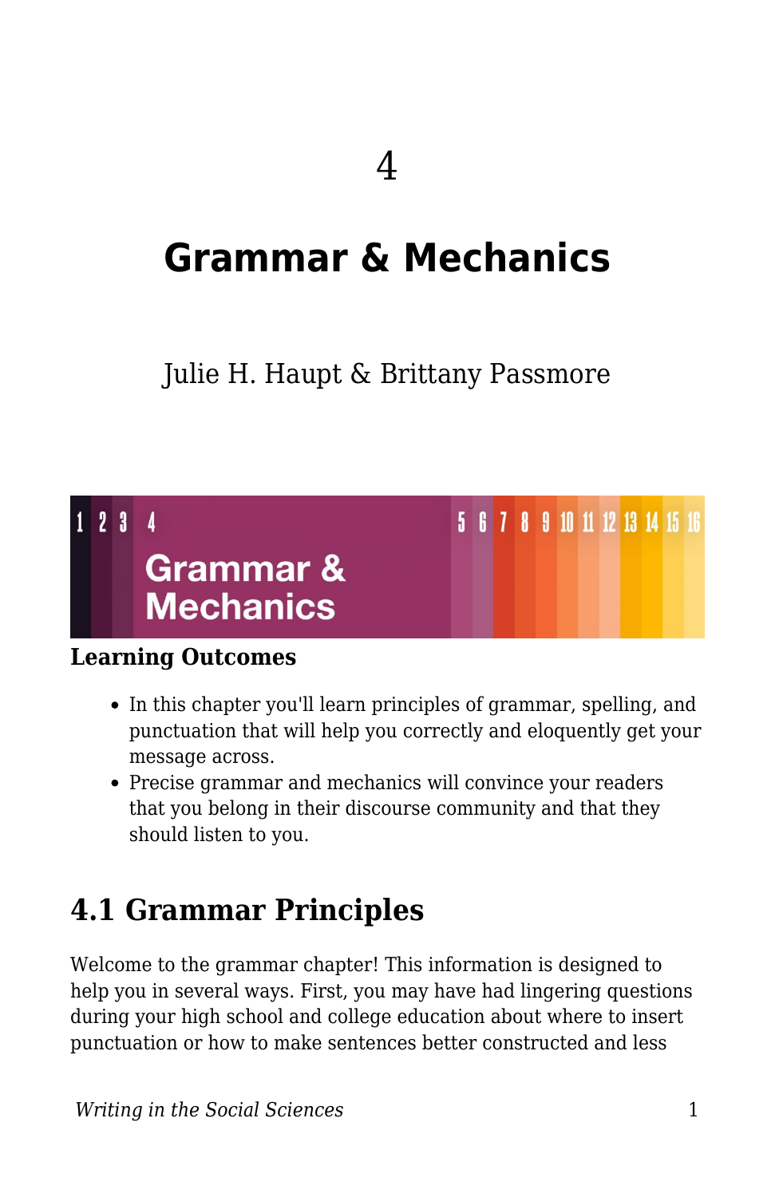4

# Grammar & Mechanics

Julie H. Haupt & Brittany Passmore

**Learning Outcomes**

- In this chapter you'll learn principles of grammar, spelling, and punctuation that will help you correctly and eloquently get your message across.
- Precise grammar and mechanics will convince your readers that you belong in their discourse community and that they should listen to you.

## 4.1 Grammar Principles

Welcome to the grammar chapter! This information is designed to help you in several ways. First, you may have had lingering questions during your high school and college education about where to insert punctuation or how to make sentences better constructed and less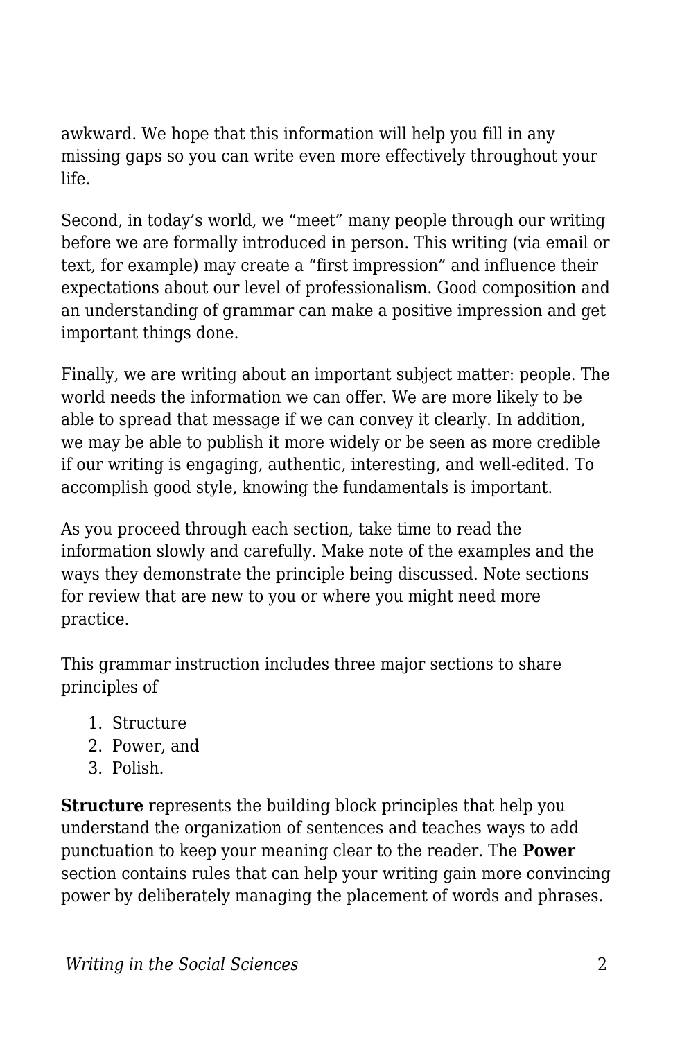awkward. We hope that this information will help you fill in any missing gaps so you can write even more effectively throughout your life.

Second, in today's world, we "meet" many people through our writing before we are formally introduced in person. This writing (via email or text, for example) may create a "first impression" and influence their expectations about our level of professionalism. Good composition and an understanding of grammar can make a positive impression and get important things done.

Finally, we are writing about an important subject matter: people. The world needs the information we can offer. We are more likely to be able to spread that message if we can convey it clearly. In addition, we may be able to publish it more widely or be seen as more credible if our writing is engaging, authentic, interesting, and well-edited. To accomplish good style, knowing the fundamentals is important.

As you proceed through each section, take time to read the information slowly and carefully. Make note of the examples and the ways they demonstrate the principle being discussed. Note sections for review that are new to you or where you might need more practice.

This grammar instruction includes three major sections to share principles of

1. Structure
2. Power, and
3. Polish.

**Structure** represents the building block principles that help you understand the organization of sentences and teaches ways to add punctuation to keep your meaning clear to the reader. The **Power** section contains rules that can help your writing gain more convincing power by deliberately managing the placement of words and phrases.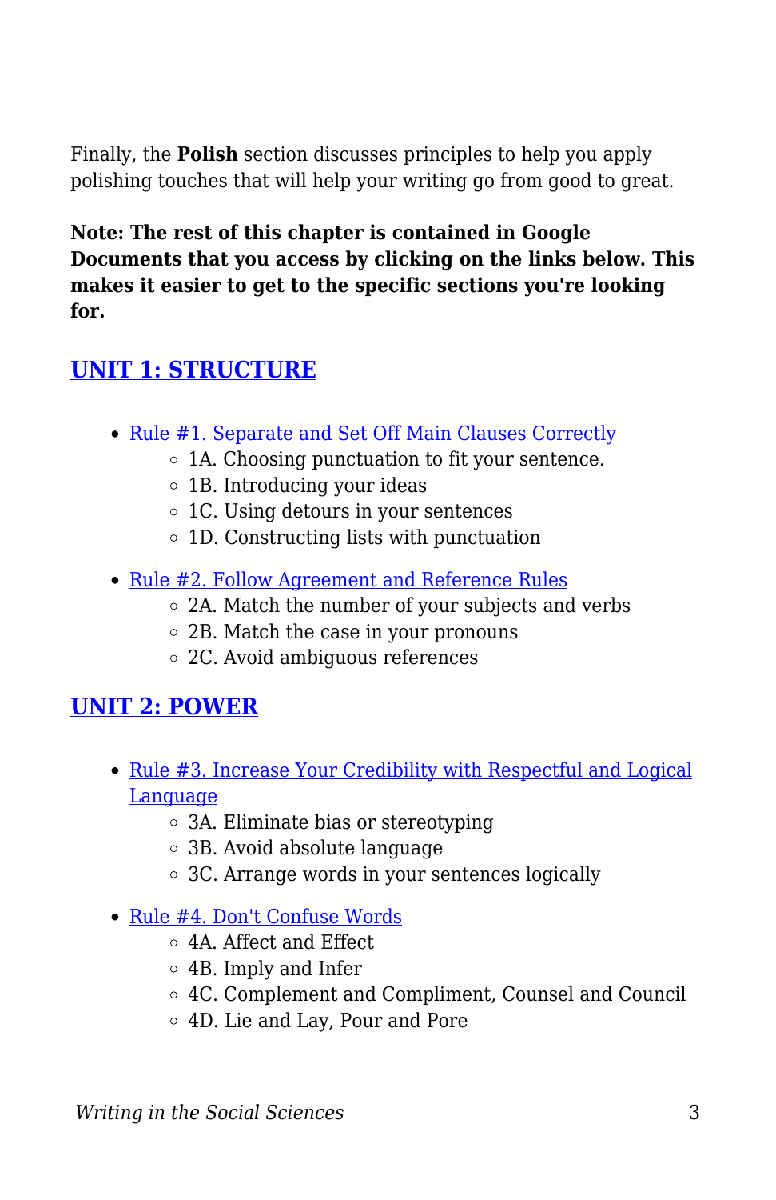Finally, the **Polish** section discusses principles to help you apply polishing touches that will help your writing go from good to great.

**Note: The rest of this chapter is contained in Google Documents that you access by clicking on the links below. This makes it easier to get to the specific sections you're looking for.**

## UNIT 1: STRUCTURE

- Rule #1. Separate and Set Off Main Clauses Correctly
  - 1A. Choosing punctuation to fit your sentence.
  - 1B. Introducing your ideas
  - 1C. Using detours in your sentences
  - 1D. Constructing lists with punctuation
- Rule #2. Follow Agreement and Reference Rules
  - 2A. Match the number of your subjects and verbs
  - 2B. Match the case in your pronouns
  - 2C. Avoid ambiguous references

## UNIT 2: POWER

- Rule #3. Increase Your Credibility with Respectful and Logical Language
  - 3A. Eliminate bias or stereotyping
  - 3B. Avoid absolute language
  - 3C. Arrange words in your sentences logically
- Rule #4. Don't Confuse Words
  - 4A. Affect and Effect
  - 4B. Imply and Infer
  - 4C. Complement and Compliment, Counsel and Council
  - 4D. Lie and Lay, Pour and Pore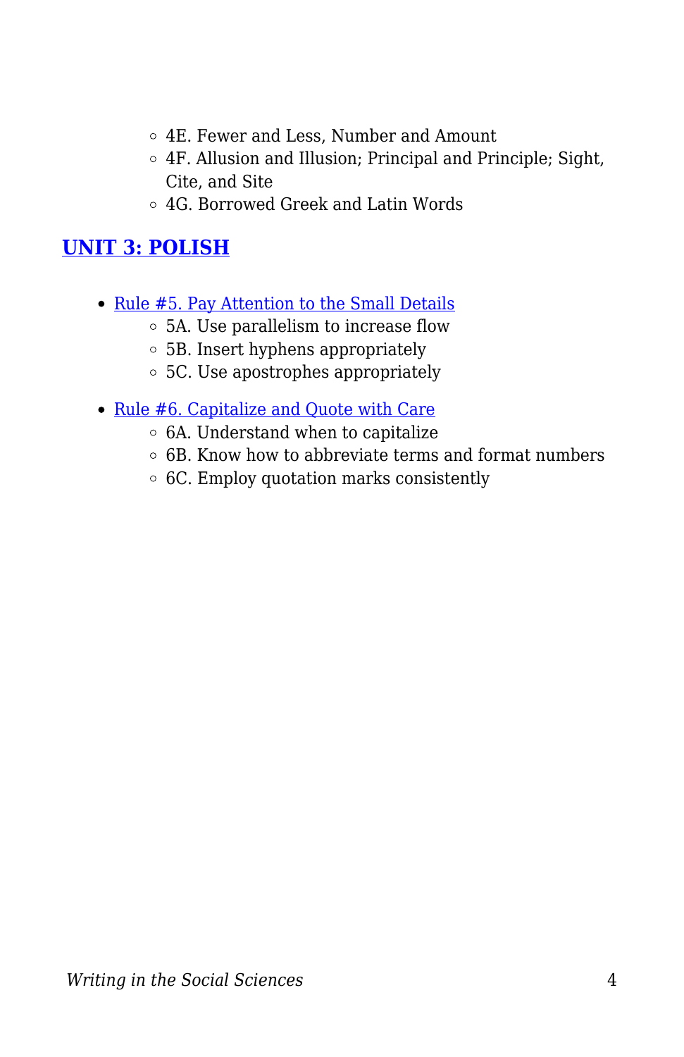- 4E. Fewer and Less, Number and Amount
  - 4F. Allusion and Illusion; Principal and Principle; Sight, Cite, and Site
  - 4G. Borrowed Greek and Latin Words

## UNIT 3: POLISH

- Rule #5. Pay Attention to the Small Details
  - 5A. Use parallelism to increase flow
  - 5B. Insert hyphens appropriately
  - 5C. Use apostrophes appropriately
- Rule #6. Capitalize and Quote with Care
  - 6A. Understand when to capitalize
  - 6B. Know how to abbreviate terms and format numbers
  - 6C. Employ quotation marks consistently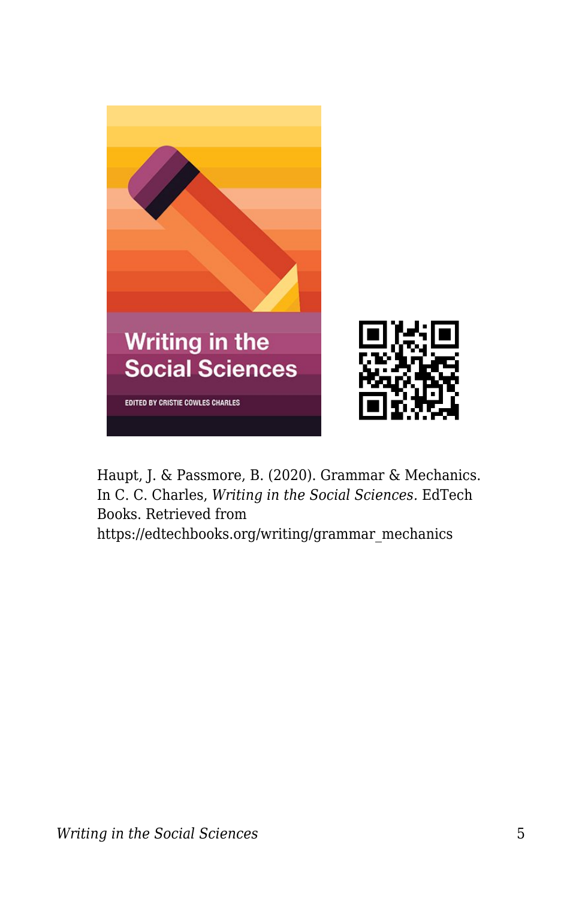Haupt, J. & Passmore, B. (2020). Grammar & Mechanics. In C. C. Charles, *Writing in the Social Sciences*. EdTech Books. Retrieved from https://edtechbooks.org/writing/grammar_mechanics